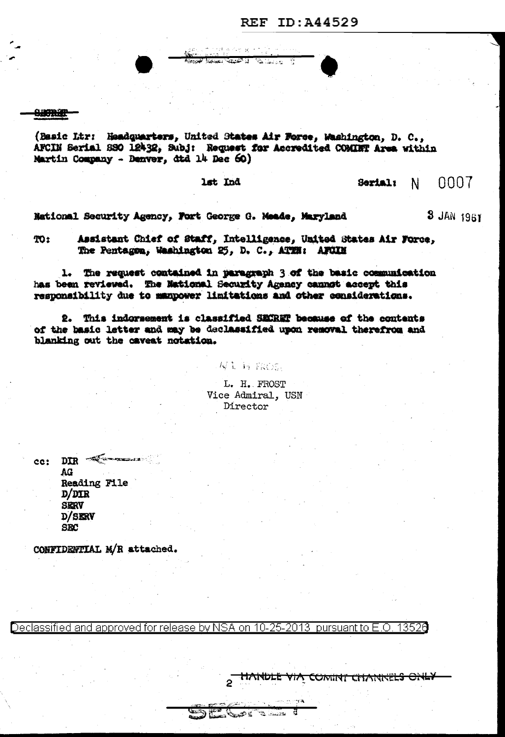REF ID:A44529

~~SECRET~~

(Basic Ltr: Headquarters, United States Air Force, Washington, D. C., AFCIN Serial SSO 12432, Subj: Request for Accredited COMINT Area within Martin Company - Denver, dtd 14 Dec 60)

1st Ind

Serial: N 0007

National Security Agency, Fort George G. Meade, Maryland

3 JAN 1961

TO: Assistant Chief of Staff, Intelligence, United States Air Force, The Pentagon, Washington 25, D. C., ATTN: AFCIN

1. The request contained in paragraph 3 of the basic communication has been reviewed. The National Security Agency cannot accept this responsibility due to manpower limitations and other considerations.

2. This indorsement is classified SECRET because of the contents of the basic letter and may be declassified upon removal therefrom and blanking out the caveat notation.

L. H. FROST

L. H. FROST
Vice Admiral, USN
Director

cc: DIR
AG
Reading File
D/DIR
SERV
D/SERV
SEC

CONFIDENTIAL M/R attached.

Declassified and approved for release by NSA on 10-25-2013 pursuant to E.O. 13526

~~HANDLE VIA COMINT CHANNELS ONLY~~

SECRET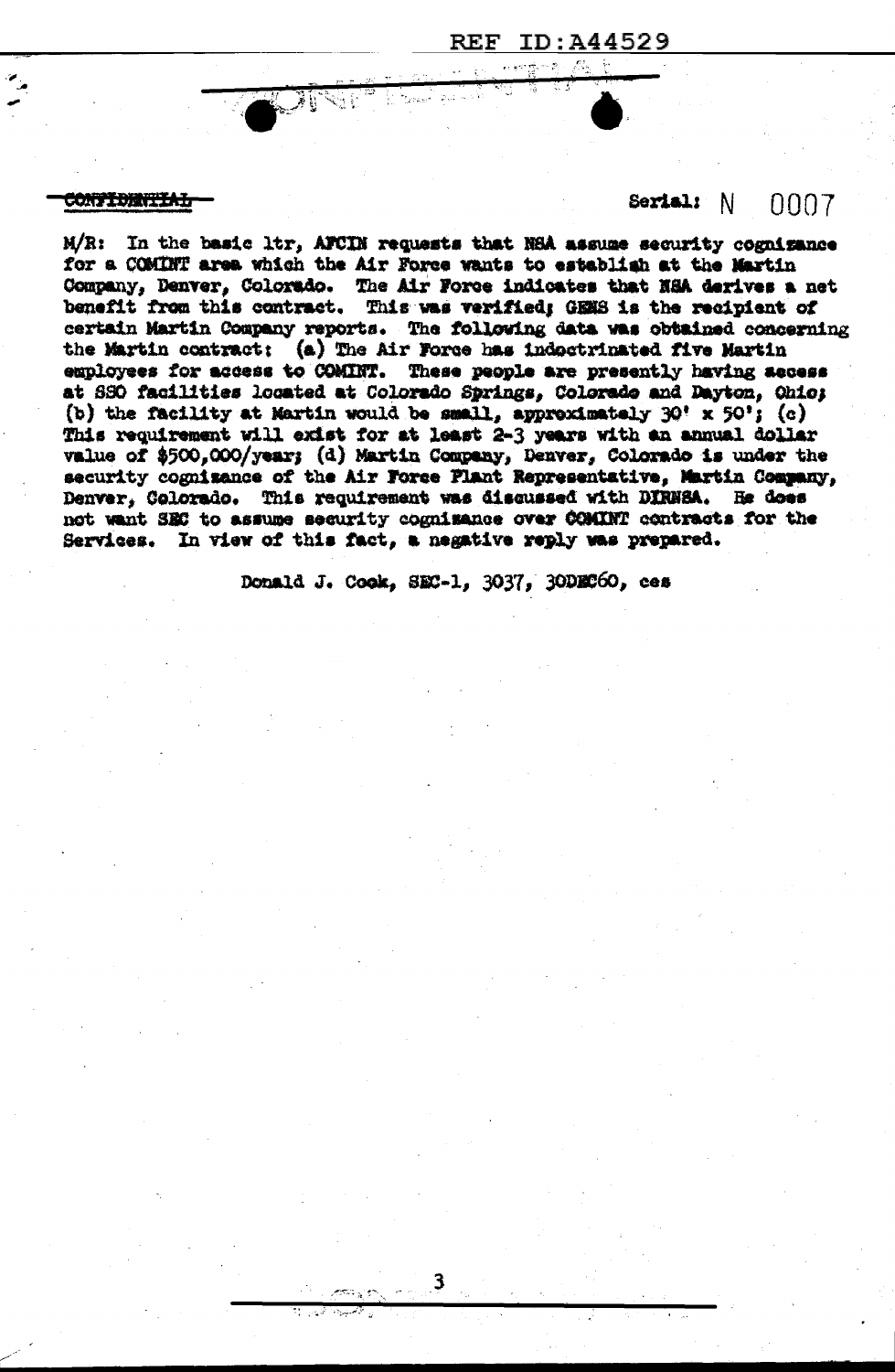REF ID:A44529

~~CONFIDENTIAL~~

Serial: N 0007

M/R: In the basic ltr, AFCIN requests that NSA assume security cognizance for a COMINT area which the Air Force wants to establish at the Martin Company, Denver, Colorado. The Air Force indicates that NSA derives a net benefit from this contract. This was verified; GENS is the recipient of certain Martin Company reports. The following data was obtained concerning the Martin contract: (a) The Air Force has indoctrinated five Martin employees for access to COMINT. These people are presently having access at SSO facilities located at Colorado Springs, Colorado and Dayton, Ohio; (b) the facility at Martin would be small, approximately 30' x 50'; (c) This requirement will exist for at least 2-3 years with an annual dollar value of $500,000/year; (d) Martin Company, Denver, Colorado is under the security cognizance of the Air Force Plant Representative, Martin Company, Denver, Colorado. This requirement was discussed with DIRNSA. He does not want SEC to assume security cognizance over COMINT contracts for the Services. In view of this fact, a negative reply was prepared.

Donald J. Cook, SEC-1, 3037, 30DEC60, ces